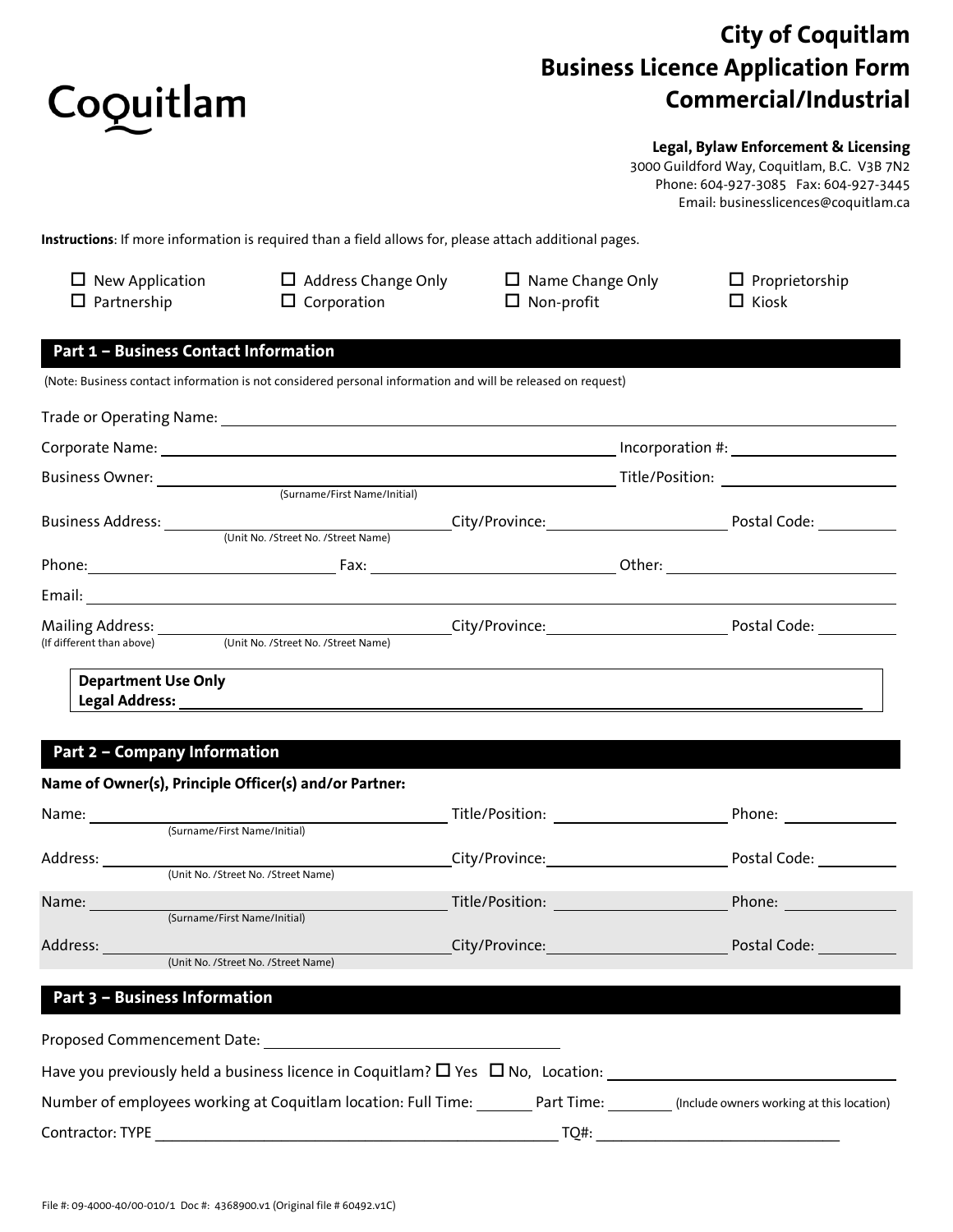Coquitlam

# City of Coquitlam
# Business Licence Application Form
# Commercial/Industrial

**Legal, Bylaw Enforcement & Licensing**
3000 Guildford Way, Coquitlam, B.C. V3B 7N2
Phone: 604-927-3085 Fax: 604-927-3445
Email: businesslicences@coquitlam.ca

**Instructions**: If more information is required than a field allows for, please attach additional pages.

☐ New Application ☐ Address Change Only ☐ Name Change Only ☐ Proprietorship
☐ Partnership ☐ Corporation ☐ Non-profit ☐ Kiosk

## Part 1 – Business Contact Information

(Note: Business contact information is not considered personal information and will be released on request)

Trade or Operating Name: ____________________

Corporate Name: ____________________ Incorporation #: ____________________

Business Owner: ____________________ (Surname/First Name/Initial) Title/Position: ____________________

Business Address: ____________________ (Unit No. /Street No. /Street Name) City/Province: ____________________ Postal Code: __________

Phone: ____________________ Fax: ____________________ Other: ____________________

Email: ____________________

Mailing Address: (If different than above) ____________________ (Unit No. /Street No. /Street Name) City/Province: ____________________ Postal Code: __________

**Department Use Only**
**Legal Address:** ____________________

## Part 2 – Company Information

**Name of Owner(s), Principle Officer(s) and/or Partner:**

Name: ____________________ (Surname/First Name/Initial) Title/Position: ____________________ Phone: __________

Address: ____________________ (Unit No. /Street No. /Street Name) City/Province: ____________________ Postal Code: __________

Name: ____________________ (Surname/First Name/Initial) Title/Position: ____________________ Phone: __________

Address: ____________________ (Unit No. /Street No. /Street Name) City/Province: ____________________ Postal Code: __________

## Part 3 – Business Information

Proposed Commencement Date: ____________________

Have you previously held a business licence in Coquitlam? ☐ Yes ☐ No, Location: ____________________

Number of employees working at Coquitlam location: Full Time: ________ Part Time: ________ (Include owners working at this location)

Contractor: TYPE ____________________ TQ#: ____________________

File #: 09-4000-40/00-010/1 Doc #: 4368900.v1 (Original file # 60492.v1C)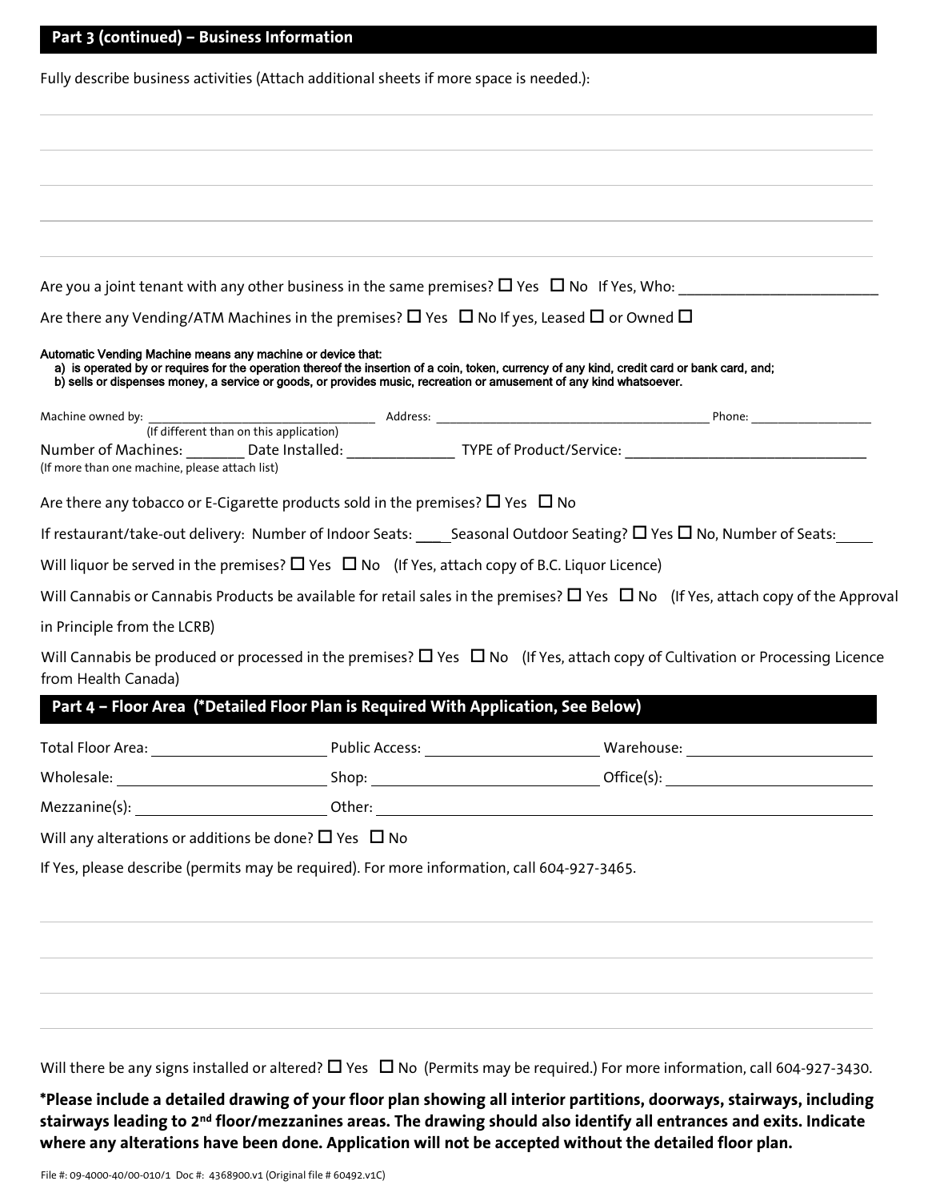## Part 3 (continued) – Business Information

Fully describe business activities (Attach additional sheets if more space is needed.):

\_\_\_\_\_\_\_\_\_\_\_\_\_\_\_\_\_\_\_\_\_\_\_\_\_\_\_\_\_\_\_\_\_\_\_\_\_\_\_\_\_\_\_\_\_\_\_\_

\_\_\_\_\_\_\_\_\_\_\_\_\_\_\_\_\_\_\_\_\_\_\_\_\_\_\_\_\_\_\_\_\_\_\_\_\_\_\_\_\_\_\_\_\_\_\_\_

\_\_\_\_\_\_\_\_\_\_\_\_\_\_\_\_\_\_\_\_\_\_\_\_\_\_\_\_\_\_\_\_\_\_\_\_\_\_\_\_\_\_\_\_\_\_\_\_

\_\_\_\_\_\_\_\_\_\_\_\_\_\_\_\_\_\_\_\_\_\_\_\_\_\_\_\_\_\_\_\_\_\_\_\_\_\_\_\_\_\_\_\_\_\_\_\_

\_\_\_\_\_\_\_\_\_\_\_\_\_\_\_\_\_\_\_\_\_\_\_\_\_\_\_\_\_\_\_\_\_\_\_\_\_\_\_\_\_\_\_\_\_\_\_\_

Are you a joint tenant with any other business in the same premises? ☐ Yes ☐ No If Yes, Who: \_\_\_\_\_\_\_\_\_\_\_\_\_\_\_\_\_\_\_\_\_\_\_\_\_

Are there any Vending/ATM Machines in the premises? ☐ Yes ☐ No If yes, Leased ☐ or Owned ☐

**Automatic Vending Machine means any machine or device that:**
**a) is operated by or requires for the operation thereof the insertion of a coin, token, currency of any kind, credit card or bank card, and;**
**b) sells or dispenses money, a service or goods, or provides music, recreation or amusement of any kind whatsoever.**

Machine owned by: \_\_\_\_\_\_\_\_\_\_\_\_\_\_\_\_\_\_\_\_\_\_\_\_\_\_\_\_\_\_\_\_\_\_ Address: \_\_\_\_\_\_\_\_\_\_\_\_\_\_\_\_\_\_\_\_\_\_\_\_\_\_\_\_\_\_\_\_\_\_\_\_\_\_\_\_\_\_ Phone: \_\_\_\_\_\_\_\_\_\_\_\_\_\_\_\_\_\_
(If different than on this application)

Number of Machines: \_\_\_\_\_\_\_\_ Date Installed: \_\_\_\_\_\_\_\_\_\_\_\_\_\_ TYPE of Product/Service: \_\_\_\_\_\_\_\_\_\_\_\_\_\_\_\_\_\_\_\_\_\_\_\_\_\_\_\_\_\_\_
(If more than one machine, please attach list)

Are there any tobacco or E-Cigarette products sold in the premises? ☐ Yes ☐ No

If restaurant/take-out delivery: Number of Indoor Seats: \_\_\_\_ Seasonal Outdoor Seating? ☐ Yes ☐ No, Number of Seats: \_\_\_\_\_

Will liquor be served in the premises? ☐ Yes ☐ No (If Yes, attach copy of B.C. Liquor Licence)

Will Cannabis or Cannabis Products be available for retail sales in the premises? ☐ Yes ☐ No (If Yes, attach copy of the Approval in Principle from the LCRB)

Will Cannabis be produced or processed in the premises? ☐ Yes ☐ No (If Yes, attach copy of Cultivation or Processing Licence from Health Canada)

## Part 4 – Floor Area (*Detailed Floor Plan is Required With Application, See Below)

Total Floor Area: \_\_\_\_\_\_\_\_\_\_\_\_\_\_\_\_\_\_\_\_\_\_ Public Access: \_\_\_\_\_\_\_\_\_\_\_\_\_\_\_\_\_\_\_\_\_\_\_ Warehouse: \_\_\_\_\_\_\_\_\_\_\_\_\_\_\_\_\_\_\_\_\_\_\_\_\_

Wholesale: \_\_\_\_\_\_\_\_\_\_\_\_\_\_\_\_\_\_\_\_\_\_\_\_\_\_\_\_ Shop: \_\_\_\_\_\_\_\_\_\_\_\_\_\_\_\_\_\_\_\_\_\_\_\_\_\_\_\_\_\_ Office(s): \_\_\_\_\_\_\_\_\_\_\_\_\_\_\_\_\_\_\_\_\_\_\_\_\_\_\_

Mezzanine(s): \_\_\_\_\_\_\_\_\_\_\_\_\_\_\_\_\_\_\_\_\_\_\_\_\_\_ Other: \_\_\_\_\_\_\_\_\_\_\_\_\_\_\_\_\_\_\_\_\_\_\_\_\_\_\_\_\_\_\_\_\_\_\_\_\_\_\_\_\_\_\_\_\_\_\_\_\_\_\_\_\_\_\_\_\_\_\_\_\_\_\_\_\_\_\_\_\_\_

Will any alterations or additions be done? ☐ Yes ☐ No

If Yes, please describe (permits may be required). For more information, call 604-927-3465.

\_\_\_\_\_\_\_\_\_\_\_\_\_\_\_\_\_\_\_\_\_\_\_\_\_\_\_\_\_\_\_\_\_\_\_\_\_\_\_\_\_\_\_\_\_\_\_\_

\_\_\_\_\_\_\_\_\_\_\_\_\_\_\_\_\_\_\_\_\_\_\_\_\_\_\_\_\_\_\_\_\_\_\_\_\_\_\_\_\_\_\_\_\_\_\_\_

\_\_\_\_\_\_\_\_\_\_\_\_\_\_\_\_\_\_\_\_\_\_\_\_\_\_\_\_\_\_\_\_\_\_\_\_\_\_\_\_\_\_\_\_\_\_\_\_

\_\_\_\_\_\_\_\_\_\_\_\_\_\_\_\_\_\_\_\_\_\_\_\_\_\_\_\_\_\_\_\_\_\_\_\_\_\_\_\_\_\_\_\_\_\_\_\_

Will there be any signs installed or altered? ☐ Yes ☐ No (Permits may be required.) For more information, call 604-927-3430.

**\*Please include a detailed drawing of your floor plan showing all interior partitions, doorways, stairways, including stairways leading to 2nd floor/mezzanines areas. The drawing should also identify all entrances and exits. Indicate where any alterations have been done. Application will not be accepted without the detailed floor plan.**

File #: 09-4000-40/00-010/1 Doc #: 4368900.v1 (Original file # 60492.v1C)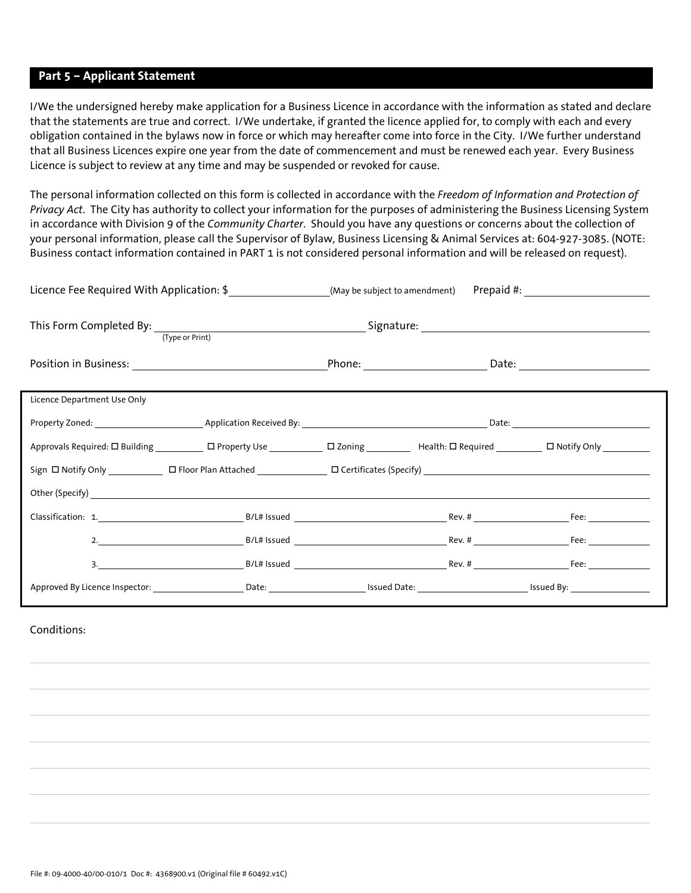## Part 5 – Applicant Statement

I/We the undersigned hereby make application for a Business Licence in accordance with the information as stated and declare that the statements are true and correct. I/We undertake, if granted the licence applied for, to comply with each and every obligation contained in the bylaws now in force or which may hereafter come into force in the City. I/We further understand that all Business Licences expire one year from the date of commencement and must be renewed each year. Every Business Licence is subject to review at any time and may be suspended or revoked for cause.

The personal information collected on this form is collected in accordance with the *Freedom of Information and Protection of Privacy Act*. The City has authority to collect your information for the purposes of administering the Business Licensing System in accordance with Division 9 of the *Community Charter*. Should you have any questions or concerns about the collection of your personal information, please call the Supervisor of Bylaw, Business Licensing & Animal Services at: 604-927-3085. (NOTE: Business contact information contained in PART 1 is not considered personal information and will be released on request).

Licence Fee Required With Application: $\_\_\_\_\_\_\_\_\_\_ (May be subject to amendment) Prepaid #: \_\_\_\_\_\_\_\_\_\_

This Form Completed By: \_\_\_\_\_\_\_\_\_\_ (Type or Print) Signature: \_\_\_\_\_\_\_\_\_\_

Position in Business: \_\_\_\_\_\_\_\_\_\_ Phone: \_\_\_\_\_\_\_\_\_\_ Date: \_\_\_\_\_\_\_\_\_\_

---

Licence Department Use Only

Property Zoned: \_\_\_\_\_\_\_\_\_\_ Application Received By: \_\_\_\_\_\_\_\_\_\_ Date: \_\_\_\_\_\_\_\_\_\_

Approvals Required: ☐ Building \_\_\_\_\_ ☐ Property Use \_\_\_\_\_ ☐ Zoning \_\_\_\_\_ Health: ☐ Required \_\_\_\_\_ ☐ Notify Only \_\_\_\_\_

Sign ☐ Notify Only \_\_\_\_\_ ☐ Floor Plan Attached \_\_\_\_\_ ☐ Certificates (Specify) \_\_\_\_\_\_\_\_\_\_

Other (Specify) \_\_\_\_\_\_\_\_\_\_

| Classification: | B/L# Issued | Rev. # | Fee: |
| --- | --- | --- | --- |
| 1. | | | |
| 2. | | | |
| 3. | | | |

Approved By Licence Inspector: \_\_\_\_\_\_\_\_\_\_ Date: \_\_\_\_\_\_\_\_\_\_ Issued Date: \_\_\_\_\_\_\_\_\_\_ Issued By: \_\_\_\_\_\_\_\_\_\_

---

Conditions:

File #: 09-4000-40/00-010/1 Doc #: 4368900.v1 (Original file # 60492.v1C)